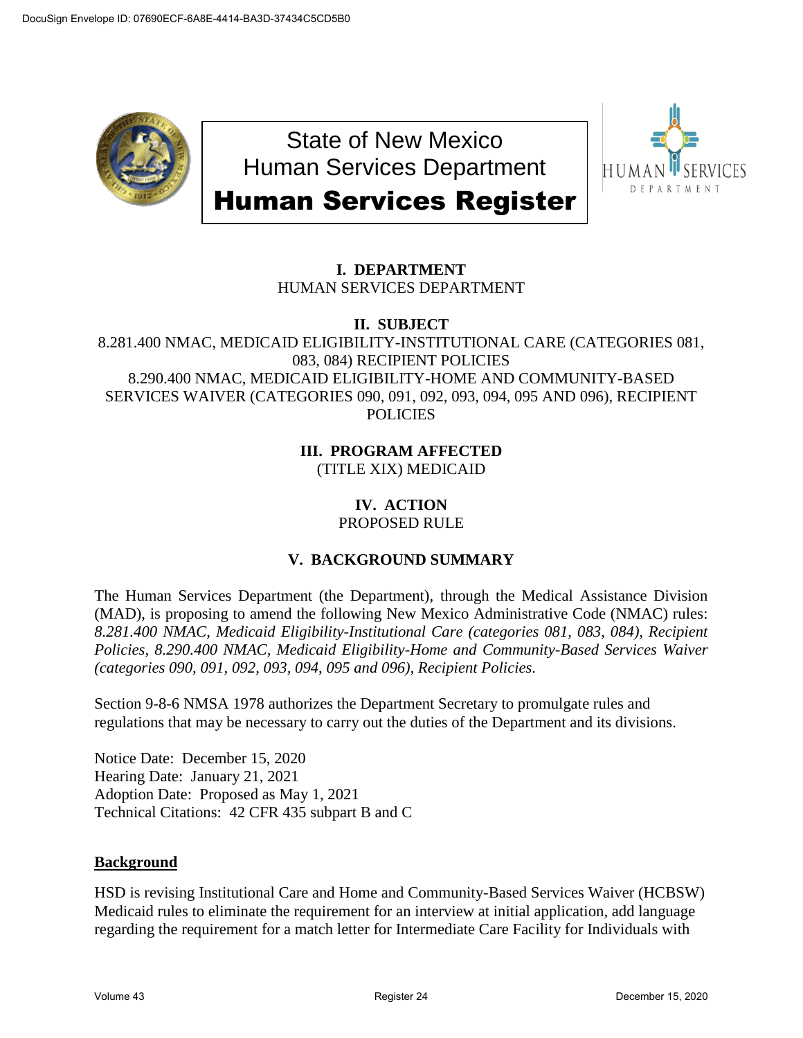# State of New Mexico
# Human Services Department
# Human Services Register

## I. DEPARTMENT

HUMAN SERVICES DEPARTMENT

## II. SUBJECT

8.281.400 NMAC, MEDICAID ELIGIBILITY-INSTITUTIONAL CARE (CATEGORIES 081, 083, 084) RECIPIENT POLICIES
8.290.400 NMAC, MEDICAID ELIGIBILITY-HOME AND COMMUNITY-BASED SERVICES WAIVER (CATEGORIES 090, 091, 092, 093, 094, 095 AND 096), RECIPIENT POLICIES

## III. PROGRAM AFFECTED

(TITLE XIX) MEDICAID

## IV. ACTION

PROPOSED RULE

## V. BACKGROUND SUMMARY

The Human Services Department (the Department), through the Medical Assistance Division (MAD), is proposing to amend the following New Mexico Administrative Code (NMAC) rules: *8.281.400 NMAC, Medicaid Eligibility-Institutional Care (categories 081, 083, 084), Recipient Policies, 8.290.400 NMAC, Medicaid Eligibility-Home and Community-Based Services Waiver (categories 090, 091, 092, 093, 094, 095 and 096), Recipient Policies.*

Section 9-8-6 NMSA 1978 authorizes the Department Secretary to promulgate rules and regulations that may be necessary to carry out the duties of the Department and its divisions.

Notice Date: December 15, 2020
Hearing Date: January 21, 2021
Adoption Date: Proposed as May 1, 2021
Technical Citations: 42 CFR 435 subpart B and C

**Background**

HSD is revising Institutional Care and Home and Community-Based Services Waiver (HCBSW) Medicaid rules to eliminate the requirement for an interview at initial application, add language regarding the requirement for a match letter for Intermediate Care Facility for Individuals with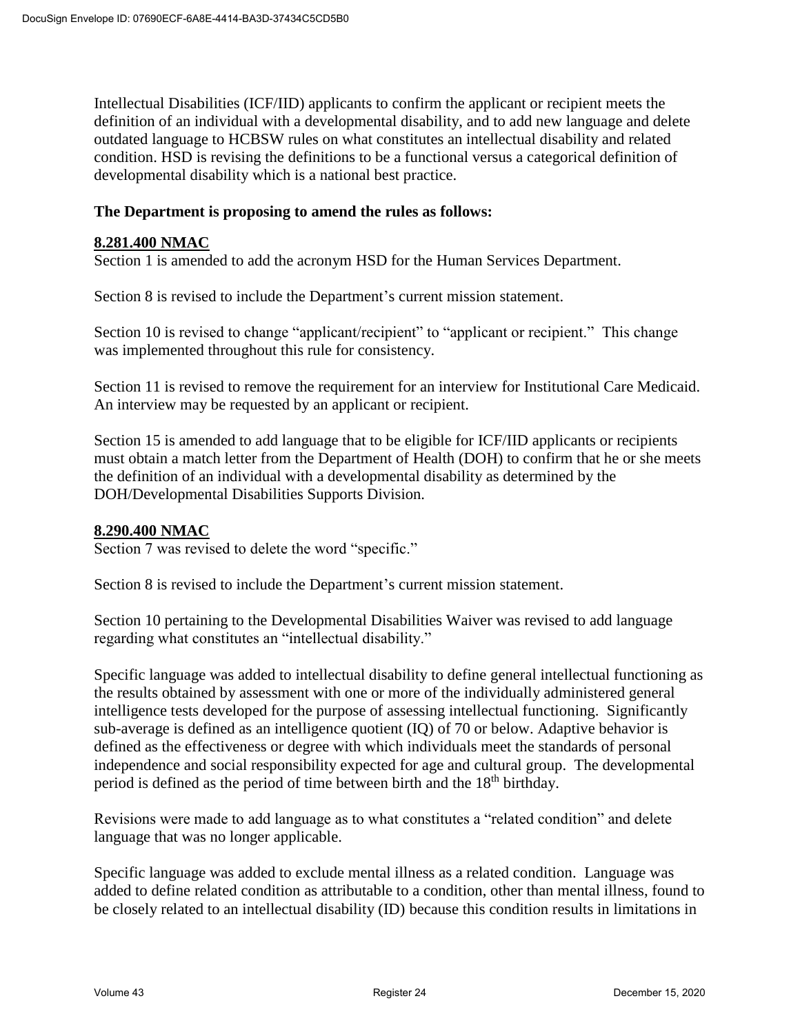Intellectual Disabilities (ICF/IID) applicants to confirm the applicant or recipient meets the definition of an individual with a developmental disability, and to add new language and delete outdated language to HCBSW rules on what constitutes an intellectual disability and related condition. HSD is revising the definitions to be a functional versus a categorical definition of developmental disability which is a national best practice.

**The Department is proposing to amend the rules as follows:**

**8.281.400 NMAC**

Section 1 is amended to add the acronym HSD for the Human Services Department.

Section 8 is revised to include the Department's current mission statement.

Section 10 is revised to change "applicant/recipient" to "applicant or recipient." This change was implemented throughout this rule for consistency.

Section 11 is revised to remove the requirement for an interview for Institutional Care Medicaid. An interview may be requested by an applicant or recipient.

Section 15 is amended to add language that to be eligible for ICF/IID applicants or recipients must obtain a match letter from the Department of Health (DOH) to confirm that he or she meets the definition of an individual with a developmental disability as determined by the DOH/Developmental Disabilities Supports Division.

**8.290.400 NMAC**

Section 7 was revised to delete the word "specific."

Section 8 is revised to include the Department's current mission statement.

Section 10 pertaining to the Developmental Disabilities Waiver was revised to add language regarding what constitutes an "intellectual disability."

Specific language was added to intellectual disability to define general intellectual functioning as the results obtained by assessment with one or more of the individually administered general intelligence tests developed for the purpose of assessing intellectual functioning. Significantly sub-average is defined as an intelligence quotient (IQ) of 70 or below. Adaptive behavior is defined as the effectiveness or degree with which individuals meet the standards of personal independence and social responsibility expected for age and cultural group. The developmental period is defined as the period of time between birth and the 18th birthday.

Revisions were made to add language as to what constitutes a "related condition" and delete language that was no longer applicable.

Specific language was added to exclude mental illness as a related condition. Language was added to define related condition as attributable to a condition, other than mental illness, found to be closely related to an intellectual disability (ID) because this condition results in limitations in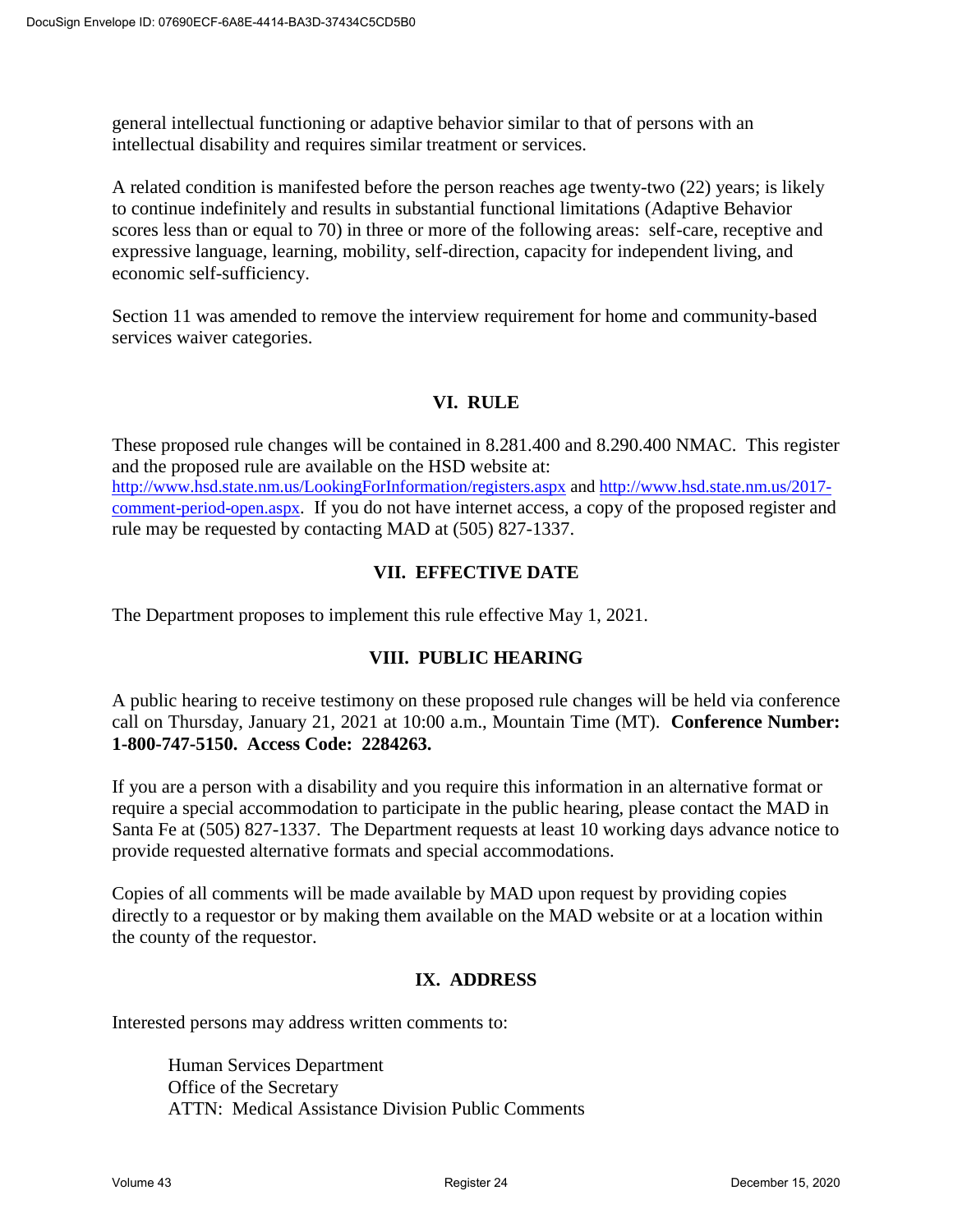general intellectual functioning or adaptive behavior similar to that of persons with an intellectual disability and requires similar treatment or services.

A related condition is manifested before the person reaches age twenty-two (22) years; is likely to continue indefinitely and results in substantial functional limitations (Adaptive Behavior scores less than or equal to 70) in three or more of the following areas: self-care, receptive and expressive language, learning, mobility, self-direction, capacity for independent living, and economic self-sufficiency.

Section 11 was amended to remove the interview requirement for home and community-based services waiver categories.

## VI. RULE

These proposed rule changes will be contained in 8.281.400 and 8.290.400 NMAC. This register and the proposed rule are available on the HSD website at: http://www.hsd.state.nm.us/LookingForInformation/registers.aspx and http://www.hsd.state.nm.us/2017-comment-period-open.aspx. If you do not have internet access, a copy of the proposed register and rule may be requested by contacting MAD at (505) 827-1337.

## VII. EFFECTIVE DATE

The Department proposes to implement this rule effective May 1, 2021.

## VIII. PUBLIC HEARING

A public hearing to receive testimony on these proposed rule changes will be held via conference call on Thursday, January 21, 2021 at 10:00 a.m., Mountain Time (MT). **Conference Number: 1-800-747-5150. Access Code: 2284263.**

If you are a person with a disability and you require this information in an alternative format or require a special accommodation to participate in the public hearing, please contact the MAD in Santa Fe at (505) 827-1337. The Department requests at least 10 working days advance notice to provide requested alternative formats and special accommodations.

Copies of all comments will be made available by MAD upon request by providing copies directly to a requestor or by making them available on the MAD website or at a location within the county of the requestor.

## IX. ADDRESS

Interested persons may address written comments to:

Human Services Department
Office of the Secretary
ATTN: Medical Assistance Division Public Comments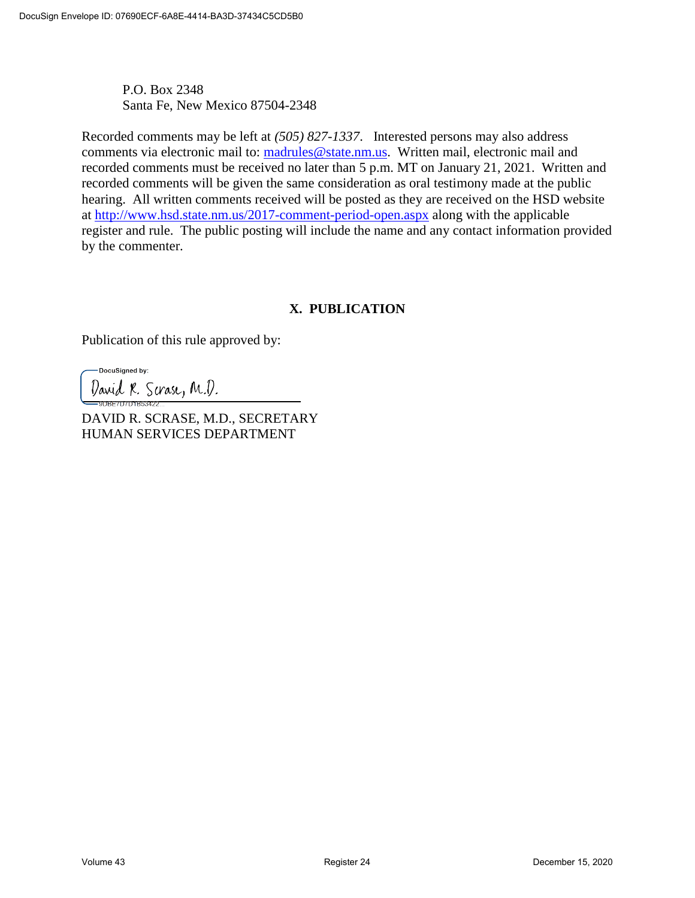P.O. Box 2348
Santa Fe, New Mexico 87504-2348

Recorded comments may be left at *(505) 827-1337*. Interested persons may also address comments via electronic mail to: madrules@state.nm.us. Written mail, electronic mail and recorded comments must be received no later than 5 p.m. MT on January 21, 2021. Written and recorded comments will be given the same consideration as oral testimony made at the public hearing. All written comments received will be posted as they are received on the HSD website at http://www.hsd.state.nm.us/2017-comment-period-open.aspx along with the applicable register and rule. The public posting will include the name and any contact information provided by the commenter.

## X. PUBLICATION

Publication of this rule approved by:

DocuSigned by:
David R. Scrase, M.D.
9DBE7D7D1B53422...

DAVID R. SCRASE, M.D., SECRETARY
HUMAN SERVICES DEPARTMENT